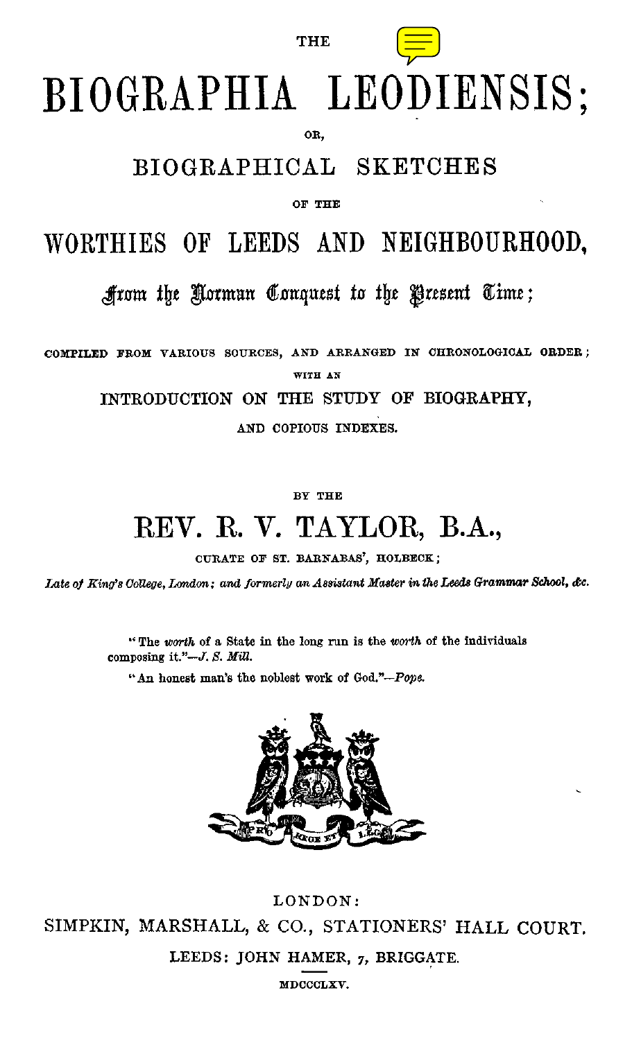THE

# BIOGRAPHIA LEODIENSIS;

OR,

## BIOGRAPHICAL SKETCHES

OF THE

## WORTHIES OF LEEDS AND NEIGHBOURHOOD,

*From the Norman Conquest to the Present Time;*

COMPILED FROM VARIOUS SOURCES, AND ARRANGED IN CHRONOLOGICAL ORDER;

WITH AN

INTRODUCTION ON THE STUDY OF BIOGRAPHY,

AND COPIOUS INDEXES.

BY THE

## REV. R. V. TAYLOR, B.A.,

CURATE OF ST. BARNABAS', HOLBECK;

*Late of King's College, London; and formerly an Assistant Master in the Leeds Grammar School, &c.*

> "The *worth* of a State in the long run is the *worth* of the individuals composing it."—*J. S. Mill.*
>
> "An honest man's the noblest work of God."—*Pope.*

PRO REGE ET LEGE

LONDON:

SIMPKIN, MARSHALL, & CO., STATIONERS' HALL COURT.

LEEDS: JOHN HAMER, 7, BRIGGATE.

MDCCCLXV.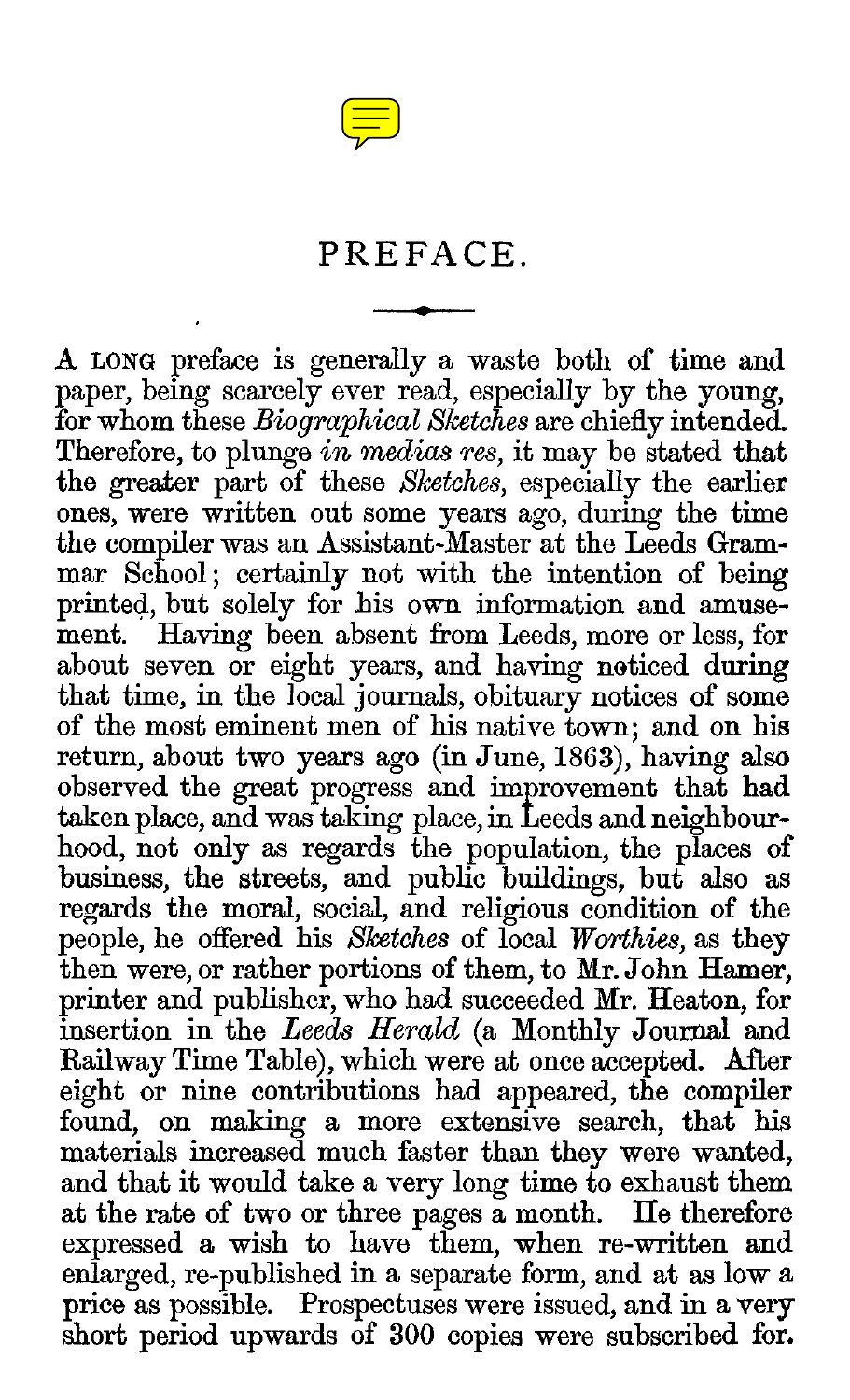# PREFACE.

A LONG preface is generally a waste both of time and paper, being scarcely ever read, especially by the young, for whom these *Biographical Sketches* are chiefly intended. Therefore, to plunge *in medias res*, it may be stated that the greater part of these *Sketches*, especially the earlier ones, were written out some years ago, during the time the compiler was an Assistant-Master at the Leeds Grammar School; certainly not with the intention of being printed, but solely for his own information and amusement. Having been absent from Leeds, more or less, for about seven or eight years, and having noticed during that time, in the local journals, obituary notices of some of the most eminent men of his native town; and on his return, about two years ago (in June, 1863), having also observed the great progress and improvement that had taken place, and was taking place, in Leeds and neighbourhood, not only as regards the population, the places of business, the streets, and public buildings, but also as regards the moral, social, and religious condition of the people, he offered his *Sketches* of local *Worthies*, as they then were, or rather portions of them, to Mr. John Hamer, printer and publisher, who had succeeded Mr. Heaton, for insertion in the *Leeds Herald* (a Monthly Journal and Railway Time Table), which were at once accepted. After eight or nine contributions had appeared, the compiler found, on making a more extensive search, that his materials increased much faster than they were wanted, and that it would take a very long time to exhaust them at the rate of two or three pages a month. He therefore expressed a wish to have them, when re-written and enlarged, re-published in a separate form, and at as low a price as possible. Prospectuses were issued, and in a very short period upwards of 300 copies were subscribed for.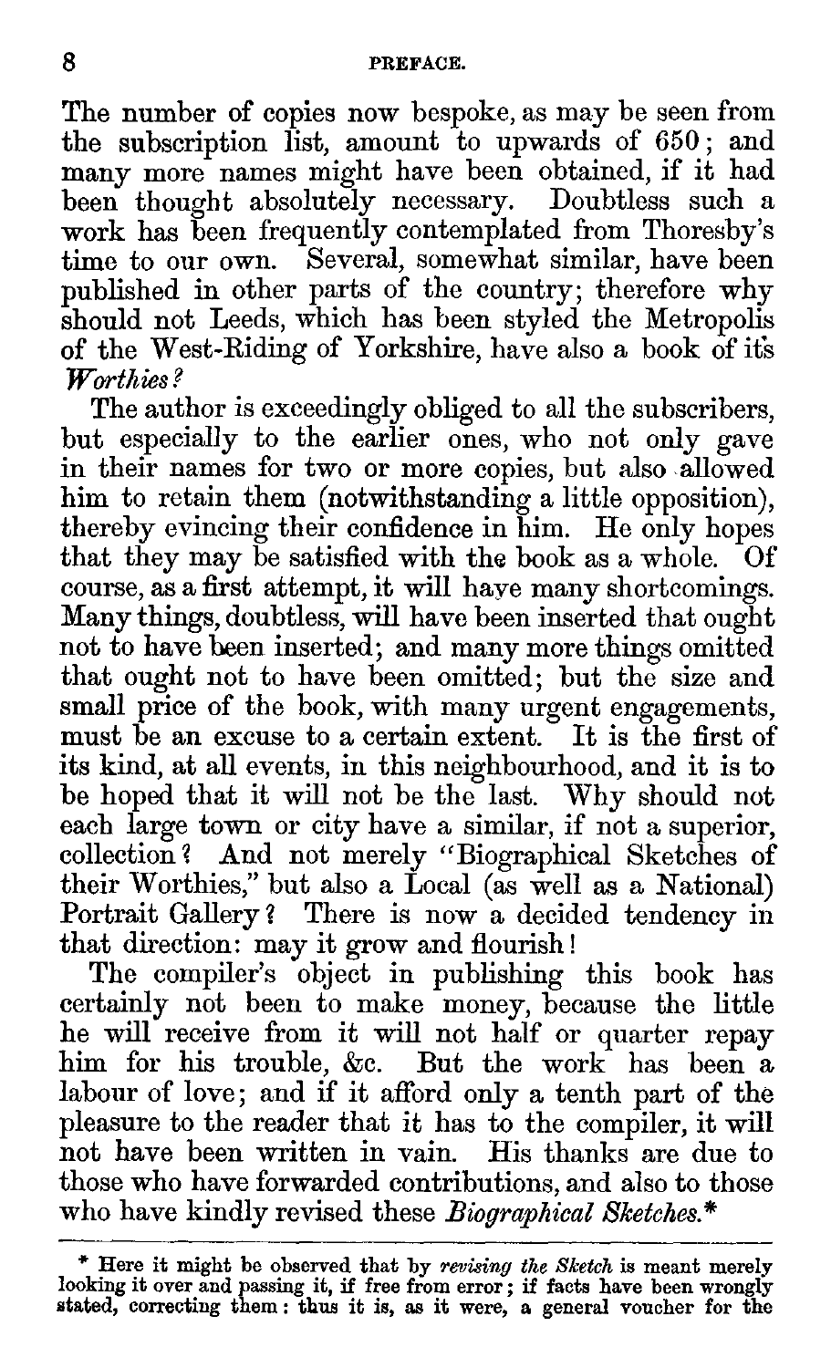The number of copies now bespoke, as may be seen from the subscription list, amount to upwards of 650; and many more names might have been obtained, if it had been thought absolutely necessary. Doubtless such a work has been frequently contemplated from Thoresby's time to our own. Several, somewhat similar, have been published in other parts of the country; therefore why should not Leeds, which has been styled the Metropolis of the West-Riding of Yorkshire, have also a book of it's *Worthies?*

The author is exceedingly obliged to all the subscribers, but especially to the earlier ones, who not only gave in their names for two or more copies, but also allowed him to retain them (notwithstanding a little opposition), thereby evincing their confidence in him. He only hopes that they may be satisfied with the book as a whole. Of course, as a first attempt, it will have many shortcomings. Many things, doubtless, will have been inserted that ought not to have been inserted; and many more things omitted that ought not to have been omitted; but the size and small price of the book, with many urgent engagements, must be an excuse to a certain extent. It is the first of its kind, at all events, in this neighbourhood, and it is to be hoped that it will not be the last. Why should not each large town or city have a similar, if not a superior, collection? And not merely "Biographical Sketches of their Worthies," but also a Local (as well as a National) Portrait Gallery? There is now a decided tendency in that direction: may it grow and flourish!

The compiler's object in publishing this book has certainly not been to make money, because the little he will receive from it will not half or quarter repay him for his trouble, &c. But the work has been a labour of love; and if it afford only a tenth part of the pleasure to the reader that it has to the compiler, it will not have been written in vain. His thanks are due to those who have forwarded contributions, and also to those who have kindly revised these *Biographical Sketches.**

---

\* Here it might be observed that by *revising the Sketch* is meant merely looking it over and passing it, if free from error; if facts have been wrongly stated, correcting them: thus it is, as it were, a general voucher for the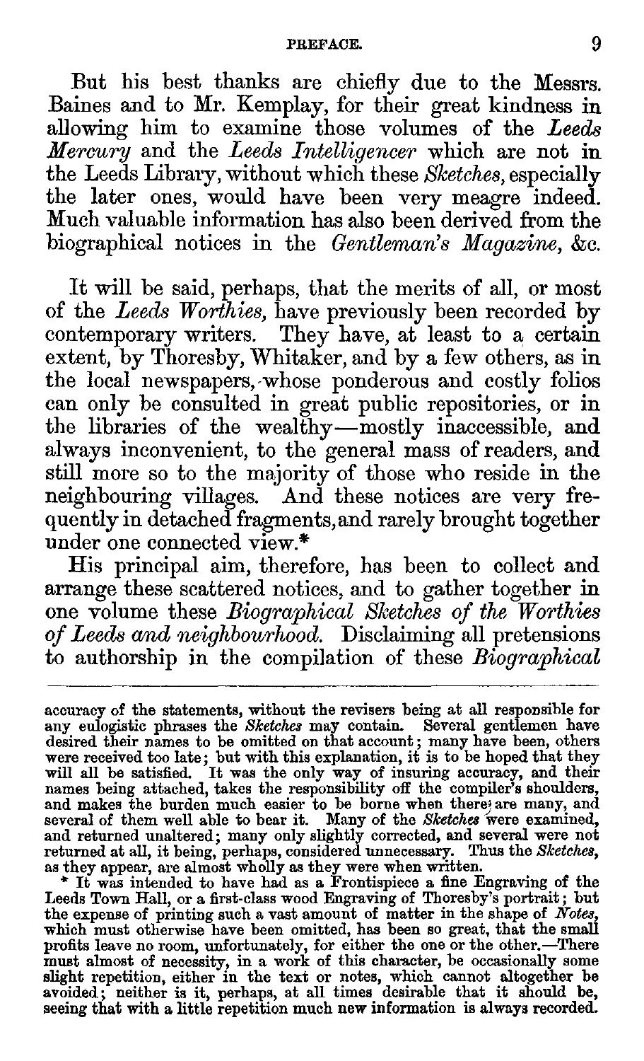But his best thanks are chiefly due to the Messrs. Baines and to Mr. Kemplay, for their great kindness in allowing him to examine those volumes of the *Leeds Mercury* and the *Leeds Intelligencer* which are not in the Leeds Library, without which these *Sketches*, especially the later ones, would have been very meagre indeed. Much valuable information has also been derived from the biographical notices in the *Gentleman's Magazine*, &c.

It will be said, perhaps, that the merits of all, or most of the *Leeds Worthies*, have previously been recorded by contemporary writers. They have, at least to a certain extent, by Thoresby, Whitaker, and by a few others, as in the local newspapers, whose ponderous and costly folios can only be consulted in great public repositories, or in the libraries of the wealthy—mostly inaccessible, and always inconvenient, to the general mass of readers, and still more so to the majority of those who reside in the neighbouring villages. And these notices are very frequently in detached fragments, and rarely brought together under one connected view.*

His principal aim, therefore, has been to collect and arrange these scattered notices, and to gather together in one volume these *Biographical Sketches of the Worthies of Leeds and neighbourhood.* Disclaiming all pretensions to authorship in the compilation of these *Biographical*

---

accuracy of the statements, without the revisers being at all responsible for any eulogistic phrases the *Sketches* may contain. Several gentlemen have desired their names to be omitted on that account; many have been, others were received too late; but with this explanation, it is to be hoped that they will all be satisfied. It was the only way of insuring accuracy, and their names being attached, takes the responsibility off the compiler's shoulders, and makes the burden much easier to be borne when there are many, and several of them well able to bear it. Many of the *Sketches* were examined, and returned unaltered; many only slightly corrected, and several were not returned at all, it being, perhaps, considered unnecessary. Thus the *Sketches*, as they appear, are almost wholly as they were when written.

* It was intended to have had as a Frontispiece a fine Engraving of the Leeds Town Hall, or a first-class wood Engraving of Thoresby's portrait; but the expense of printing such a vast amount of matter in the shape of *Notes*, which must otherwise have been omitted, has been so great, that the small profits leave no room, unfortunately, for either the one or the other.—There must almost of necessity, in a work of this character, be occasionally some slight repetition, either in the text or notes, which cannot altogether be avoided; neither is it, perhaps, at all times desirable that it should be, seeing that with a little repetition much new information is always recorded.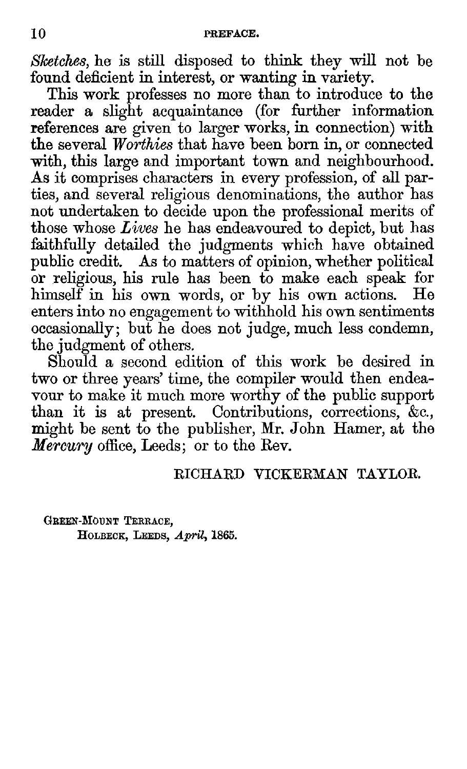*Sketches*, he is still disposed to think they will not be found deficient in interest, or wanting in variety.

This work professes no more than to introduce to the reader a slight acquaintance (for further information references are given to larger works, in connection) with the several *Worthies* that have been born in, or connected with, this large and important town and neighbourhood. As it comprises characters in every profession, of all parties, and several religious denominations, the author has not undertaken to decide upon the professional merits of those whose *Lives* he has endeavoured to depict, but has faithfully detailed the judgments which have obtained public credit. As to matters of opinion, whether political or religious, his rule has been to make each speak for himself in his own words, or by his own actions. He enters into no engagement to withhold his own sentiments occasionally; but he does not judge, much less condemn, the judgment of others.

Should a second edition of this work be desired in two or three years' time, the compiler would then endeavour to make it much more worthy of the public support than it is at present. Contributions, corrections, &c., might be sent to the publisher, Mr. John Hamer, at the *Mercury* office, Leeds; or to the Rev.

RICHARD VICKERMAN TAYLOR.

GREEN-MOUNT TERRACE,
HOLBECK, LEEDS, *April*, 1865.